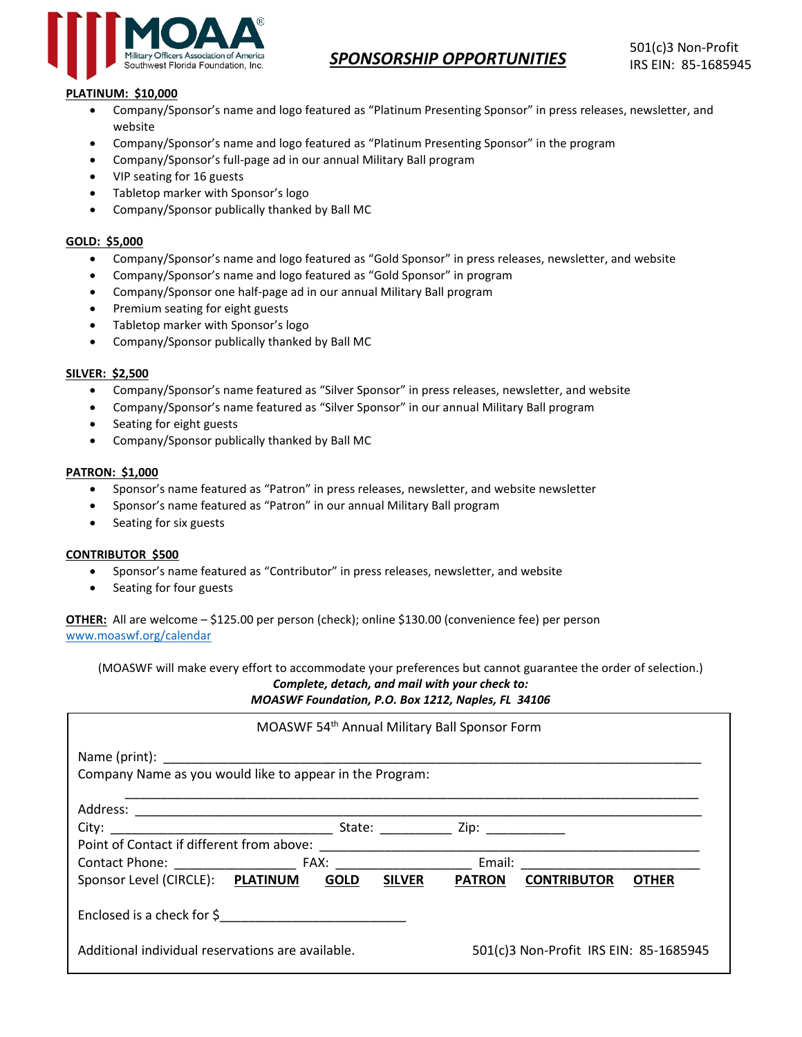MOAA® Military Officers Association of America
Southwest Florida Foundation, Inc.

# *SPONSORSHIP OPPORTUNITIES*

501(c)3 Non-Profit
IRS EIN: 85-1685945

**PLATINUM: $10,000**

- Company/Sponsor's name and logo featured as "Platinum Presenting Sponsor" in press releases, newsletter, and website
- Company/Sponsor's name and logo featured as "Platinum Presenting Sponsor" in the program
- Company/Sponsor's full-page ad in our annual Military Ball program
- VIP seating for 16 guests
- Tabletop marker with Sponsor's logo
- Company/Sponsor publically thanked by Ball MC

**GOLD: $5,000**

- Company/Sponsor's name and logo featured as "Gold Sponsor" in press releases, newsletter, and website
- Company/Sponsor's name and logo featured as "Gold Sponsor" in program
- Company/Sponsor one half-page ad in our annual Military Ball program
- Premium seating for eight guests
- Tabletop marker with Sponsor's logo
- Company/Sponsor publically thanked by Ball MC

**SILVER: $2,500**

- Company/Sponsor's name featured as "Silver Sponsor" in press releases, newsletter, and website
- Company/Sponsor's name featured as "Silver Sponsor" in our annual Military Ball program
- Seating for eight guests
- Company/Sponsor publically thanked by Ball MC

**PATRON: $1,000**

- Sponsor's name featured as "Patron" in press releases, newsletter, and website newsletter
- Sponsor's name featured as "Patron" in our annual Military Ball program
- Seating for six guests

**CONTRIBUTOR $500**

- Sponsor's name featured as "Contributor" in press releases, newsletter, and website
- Seating for four guests

**OTHER:** All are welcome – $125.00 per person (check); online $130.00 (convenience fee) per person
www.moaswf.org/calendar

(MOASWF will make every effort to accommodate your preferences but cannot guarantee the order of selection.)
***Complete, detach, and mail with your check to:***
***MOASWF Foundation, P.O. Box 1212, Naples, FL 34106***

---

MOASWF 54th Annual Military Ball Sponsor Form

Name (print): ______________________________________________

Company Name as you would like to appear in the Program:

______________________________________________

Address: ______________________________________________

City: ____________________ State: __________ Zip: ___________

Point of Contact if different from above: ______________________________

Contact Phone: ______________ FAX: ________________ Email: ____________________

Sponsor Level (CIRCLE): **PLATINUM** **GOLD** **SILVER** **PATRON** **CONTRIBUTOR** **OTHER**

Enclosed is a check for $________________________

Additional individual reservations are available. 501(c)3 Non-Profit IRS EIN: 85-1685945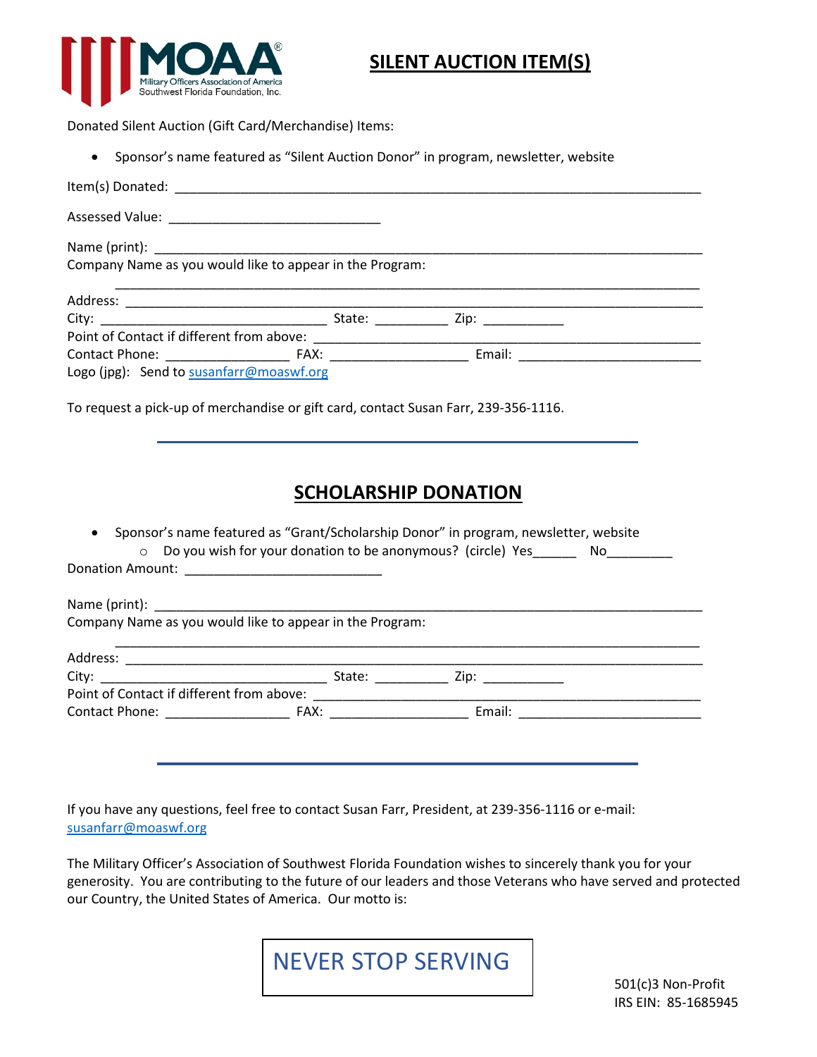# SILENT AUCTION ITEM(S)

Donated Silent Auction (Gift Card/Merchandise) Items:

- Sponsor's name featured as "Silent Auction Donor" in program, newsletter, website

Item(s) Donated: ___________________________________________________________________________

Assessed Value: ______________________________

Name (print): ______________________________________________________________________________

Company Name as you would like to appear in the Program:

___________________________________________________________________________________

Address: ___________________________________________________________________________________

City: ________________________________ State: __________ Zip: ___________

Point of Contact if different from above: _______________________________________________________

Contact Phone: _________________ FAX: ___________________ Email: _________________________

Logo (jpg): Send to susanfarr@moaswf.org

To request a pick-up of merchandise or gift card, contact Susan Farr, 239-356-1116.

---

# SCHOLARSHIP DONATION

- Sponsor's name featured as "Grant/Scholarship Donor" in program, newsletter, website
  - Do you wish for your donation to be anonymous? (circle) Yes______ No_________

Donation Amount: ____________________________

Name (print): ______________________________________________________________________________

Company Name as you would like to appear in the Program:

___________________________________________________________________________________

Address: ___________________________________________________________________________________

City: ________________________________ State: __________ Zip: ___________

Point of Contact if different from above: _______________________________________________________

Contact Phone: _________________ FAX: ___________________ Email: _________________________

---

If you have any questions, feel free to contact Susan Farr, President, at 239-356-1116 or e-mail: susanfarr@moaswf.org

The Military Officer's Association of Southwest Florida Foundation wishes to sincerely thank you for your generosity. You are contributing to the future of our leaders and those Veterans who have served and protected our Country, the United States of America. Our motto is:

**NEVER STOP SERVING**

501(c)3 Non-Profit
IRS EIN: 85-1685945